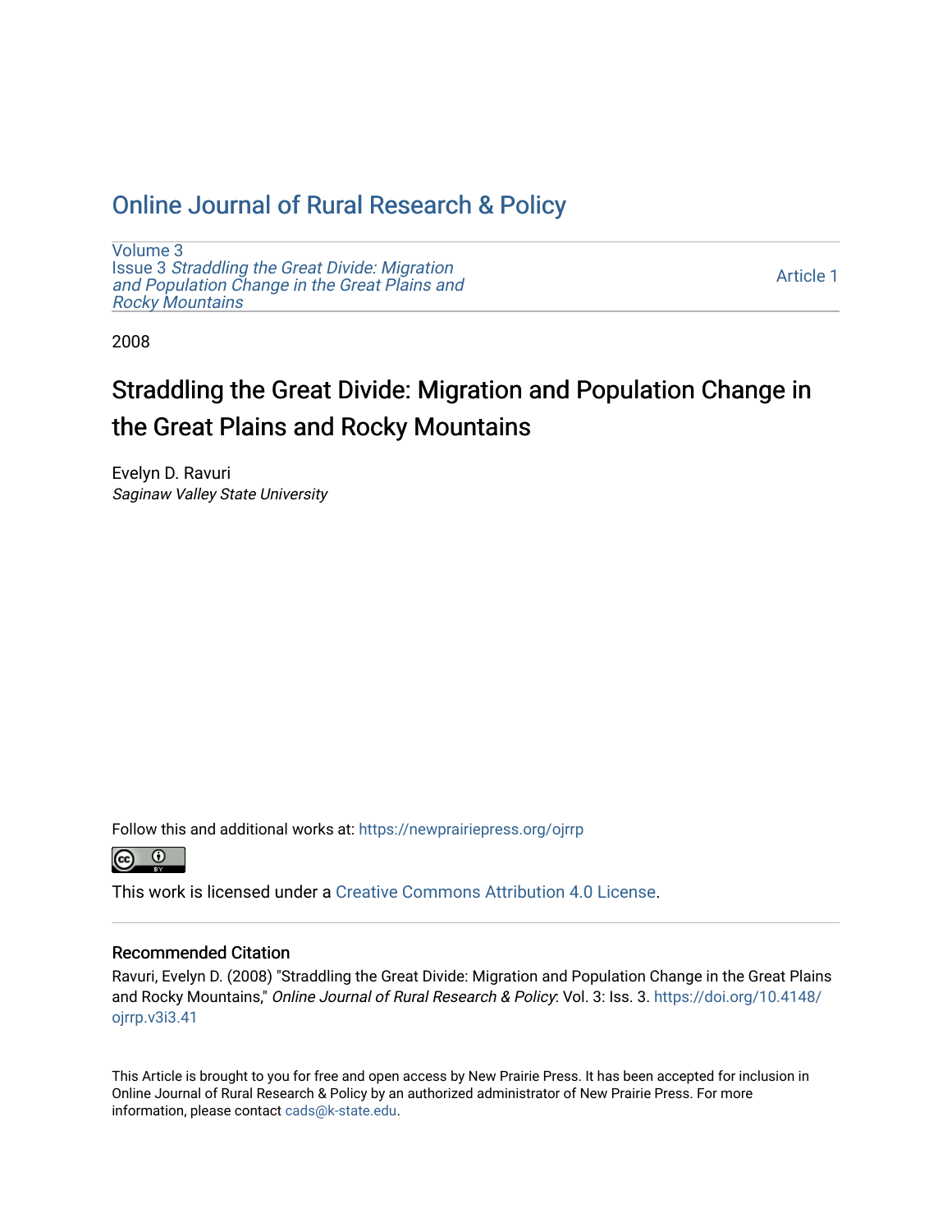# Online Journal of Rural Research & Policy

Volume 3
Issue 3 *Straddling the Great Divide: Migration and Population Change in the Great Plains and Rocky Mountains*

Article 1

2008

## Straddling the Great Divide: Migration and Population Change in the Great Plains and Rocky Mountains

Evelyn D. Ravuri
*Saginaw Valley State University*

Follow this and additional works at: https://newprairiepress.org/ojrrp

This work is licensed under a Creative Commons Attribution 4.0 License.

### Recommended Citation

Ravuri, Evelyn D. (2008) "Straddling the Great Divide: Migration and Population Change in the Great Plains and Rocky Mountains," *Online Journal of Rural Research & Policy*: Vol. 3: Iss. 3. https://doi.org/10.4148/ojrrp.v3i3.41

This Article is brought to you for free and open access by New Prairie Press. It has been accepted for inclusion in Online Journal of Rural Research & Policy by an authorized administrator of New Prairie Press. For more information, please contact cads@k-state.edu.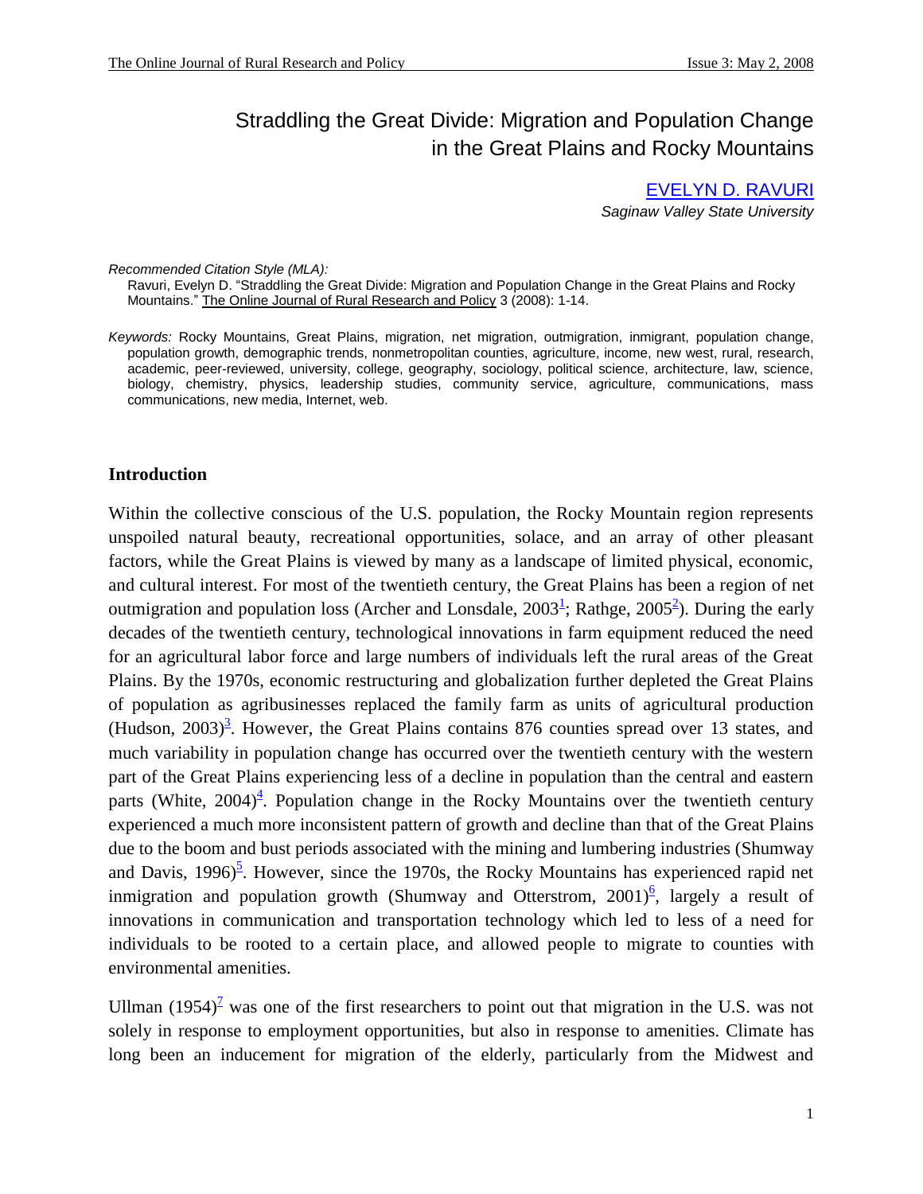# Straddling the Great Divide: Migration and Population Change in the Great Plains and Rocky Mountains

EVELYN D. RAVURI
*Saginaw Valley State University*

*Recommended Citation Style (MLA):*
Ravuri, Evelyn D. "Straddling the Great Divide: Migration and Population Change in the Great Plains and Rocky Mountains." The Online Journal of Rural Research and Policy 3 (2008): 1-14.

*Keywords:* Rocky Mountains, Great Plains, migration, net migration, outmigration, inmigrant, population change, population growth, demographic trends, nonmetropolitan counties, agriculture, income, new west, rural, research, academic, peer-reviewed, university, college, geography, sociology, political science, architecture, law, science, biology, chemistry, physics, leadership studies, community service, agriculture, communications, mass communications, new media, Internet, web.

## Introduction

Within the collective conscious of the U.S. population, the Rocky Mountain region represents unspoiled natural beauty, recreational opportunities, solace, and an array of other pleasant factors, while the Great Plains is viewed by many as a landscape of limited physical, economic, and cultural interest. For most of the twentieth century, the Great Plains has been a region of net outmigration and population loss (Archer and Lonsdale, 2003[1]; Rathge, 2005[2]). During the early decades of the twentieth century, technological innovations in farm equipment reduced the need for an agricultural labor force and large numbers of individuals left the rural areas of the Great Plains. By the 1970s, economic restructuring and globalization further depleted the Great Plains of population as agribusinesses replaced the family farm as units of agricultural production (Hudson, 2003)[3]. However, the Great Plains contains 876 counties spread over 13 states, and much variability in population change has occurred over the twentieth century with the western part of the Great Plains experiencing less of a decline in population than the central and eastern parts (White, 2004)[4]. Population change in the Rocky Mountains over the twentieth century experienced a much more inconsistent pattern of growth and decline than that of the Great Plains due to the boom and bust periods associated with the mining and lumbering industries (Shumway and Davis, 1996)[5]. However, since the 1970s, the Rocky Mountains has experienced rapid net inmigration and population growth (Shumway and Otterstrom, 2001)[6], largely a result of innovations in communication and transportation technology which led to less of a need for individuals to be rooted to a certain place, and allowed people to migrate to counties with environmental amenities.

Ullman (1954)[7] was one of the first researchers to point out that migration in the U.S. was not solely in response to employment opportunities, but also in response to amenities. Climate has long been an inducement for migration of the elderly, particularly from the Midwest and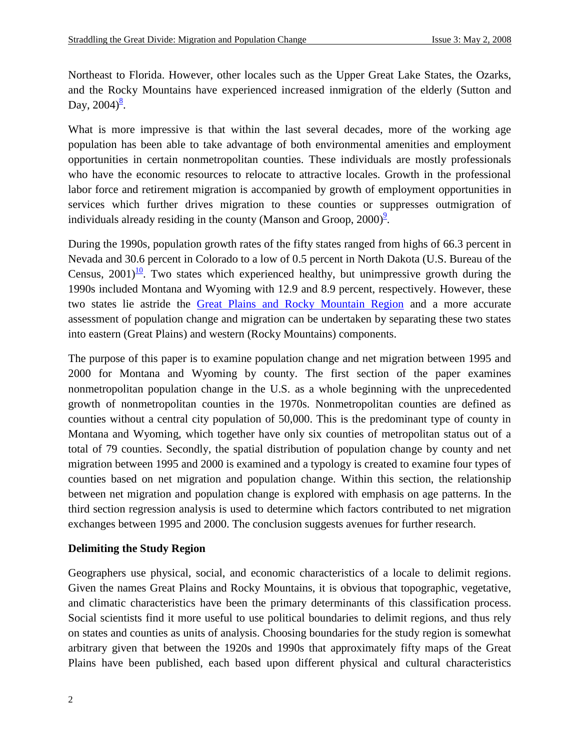Northeast to Florida. However, other locales such as the Upper Great Lake States, the Ozarks, and the Rocky Mountains have experienced increased inmigration of the elderly (Sutton and Day, 2004)[8].

What is more impressive is that within the last several decades, more of the working age population has been able to take advantage of both environmental amenities and employment opportunities in certain nonmetropolitan counties. These individuals are mostly professionals who have the economic resources to relocate to attractive locales. Growth in the professional labor force and retirement migration is accompanied by growth of employment opportunities in services which further drives migration to these counties or suppresses outmigration of individuals already residing in the county (Manson and Groop, 2000)[9].

During the 1990s, population growth rates of the fifty states ranged from highs of 66.3 percent in Nevada and 30.6 percent in Colorado to a low of 0.5 percent in North Dakota (U.S. Bureau of the Census, 2001)[10]. Two states which experienced healthy, but unimpressive growth during the 1990s included Montana and Wyoming with 12.9 and 8.9 percent, respectively. However, these two states lie astride the Great Plains and Rocky Mountain Region and a more accurate assessment of population change and migration can be undertaken by separating these two states into eastern (Great Plains) and western (Rocky Mountains) components.

The purpose of this paper is to examine population change and net migration between 1995 and 2000 for Montana and Wyoming by county. The first section of the paper examines nonmetropolitan population change in the U.S. as a whole beginning with the unprecedented growth of nonmetropolitan counties in the 1970s. Nonmetropolitan counties are defined as counties without a central city population of 50,000. This is the predominant type of county in Montana and Wyoming, which together have only six counties of metropolitan status out of a total of 79 counties. Secondly, the spatial distribution of population change by county and net migration between 1995 and 2000 is examined and a typology is created to examine four types of counties based on net migration and population change. Within this section, the relationship between net migration and population change is explored with emphasis on age patterns. In the third section regression analysis is used to determine which factors contributed to net migration exchanges between 1995 and 2000. The conclusion suggests avenues for further research.

## Delimiting the Study Region

Geographers use physical, social, and economic characteristics of a locale to delimit regions. Given the names Great Plains and Rocky Mountains, it is obvious that topographic, vegetative, and climatic characteristics have been the primary determinants of this classification process. Social scientists find it more useful to use political boundaries to delimit regions, and thus rely on states and counties as units of analysis. Choosing boundaries for the study region is somewhat arbitrary given that between the 1920s and 1990s that approximately fifty maps of the Great Plains have been published, each based upon different physical and cultural characteristics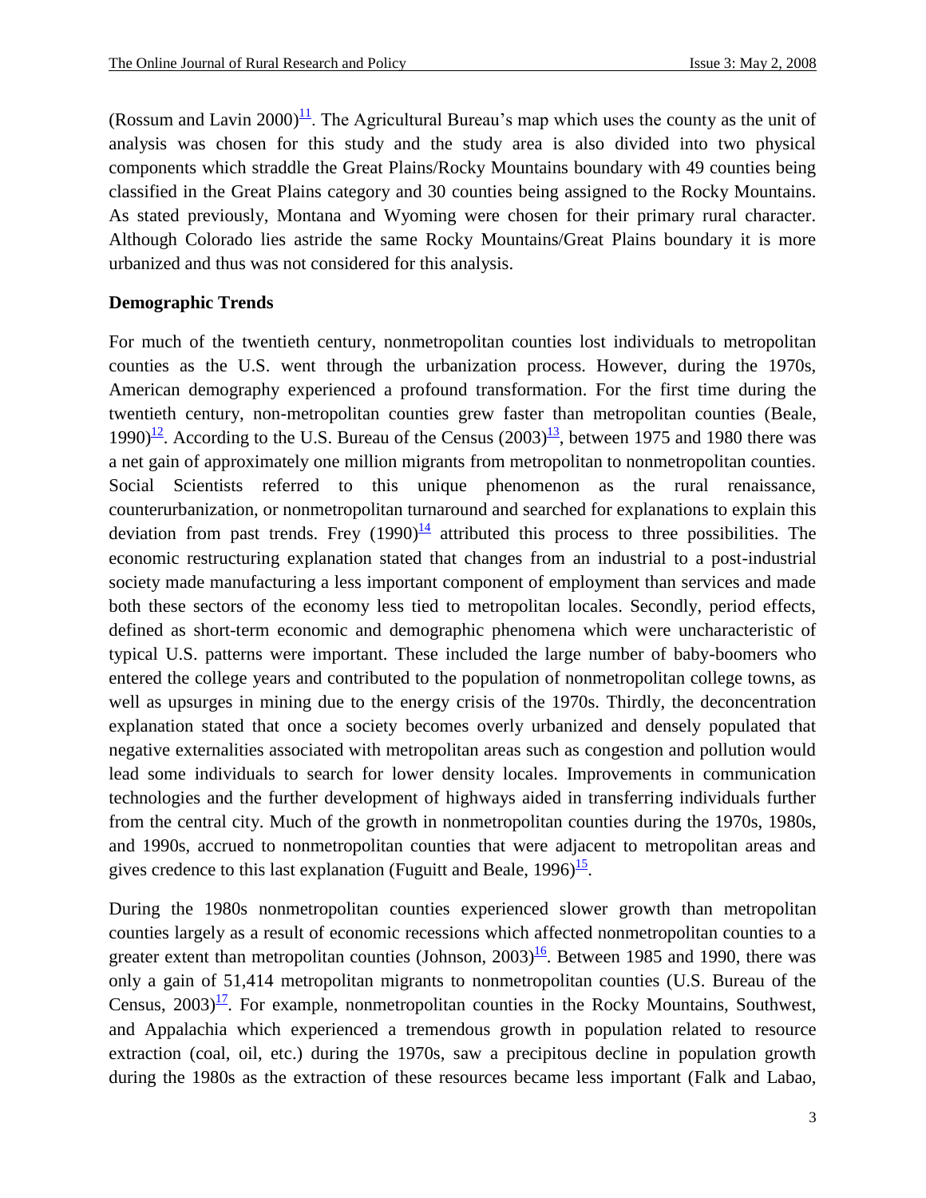(Rossum and Lavin 2000)[11]. The Agricultural Bureau's map which uses the county as the unit of analysis was chosen for this study and the study area is also divided into two physical components which straddle the Great Plains/Rocky Mountains boundary with 49 counties being classified in the Great Plains category and 30 counties being assigned to the Rocky Mountains. As stated previously, Montana and Wyoming were chosen for their primary rural character. Although Colorado lies astride the same Rocky Mountains/Great Plains boundary it is more urbanized and thus was not considered for this analysis.

## Demographic Trends

For much of the twentieth century, nonmetropolitan counties lost individuals to metropolitan counties as the U.S. went through the urbanization process. However, during the 1970s, American demography experienced a profound transformation. For the first time during the twentieth century, non-metropolitan counties grew faster than metropolitan counties (Beale, 1990)[12]. According to the U.S. Bureau of the Census (2003)[13], between 1975 and 1980 there was a net gain of approximately one million migrants from metropolitan to nonmetropolitan counties. Social Scientists referred to this unique phenomenon as the rural renaissance, counterurbanization, or nonmetropolitan turnaround and searched for explanations to explain this deviation from past trends. Frey (1990)[14] attributed this process to three possibilities. The economic restructuring explanation stated that changes from an industrial to a post-industrial society made manufacturing a less important component of employment than services and made both these sectors of the economy less tied to metropolitan locales. Secondly, period effects, defined as short-term economic and demographic phenomena which were uncharacteristic of typical U.S. patterns were important. These included the large number of baby-boomers who entered the college years and contributed to the population of nonmetropolitan college towns, as well as upsurges in mining due to the energy crisis of the 1970s. Thirdly, the deconcentration explanation stated that once a society becomes overly urbanized and densely populated that negative externalities associated with metropolitan areas such as congestion and pollution would lead some individuals to search for lower density locales. Improvements in communication technologies and the further development of highways aided in transferring individuals further from the central city. Much of the growth in nonmetropolitan counties during the 1970s, 1980s, and 1990s, accrued to nonmetropolitan counties that were adjacent to metropolitan areas and gives credence to this last explanation (Fuguitt and Beale, 1996)[15].

During the 1980s nonmetropolitan counties experienced slower growth than metropolitan counties largely as a result of economic recessions which affected nonmetropolitan counties to a greater extent than metropolitan counties (Johnson, 2003)[16]. Between 1985 and 1990, there was only a gain of 51,414 metropolitan migrants to nonmetropolitan counties (U.S. Bureau of the Census, 2003)[17]. For example, nonmetropolitan counties in the Rocky Mountains, Southwest, and Appalachia which experienced a tremendous growth in population related to resource extraction (coal, oil, etc.) during the 1970s, saw a precipitous decline in population growth during the 1980s as the extraction of these resources became less important (Falk and Labao,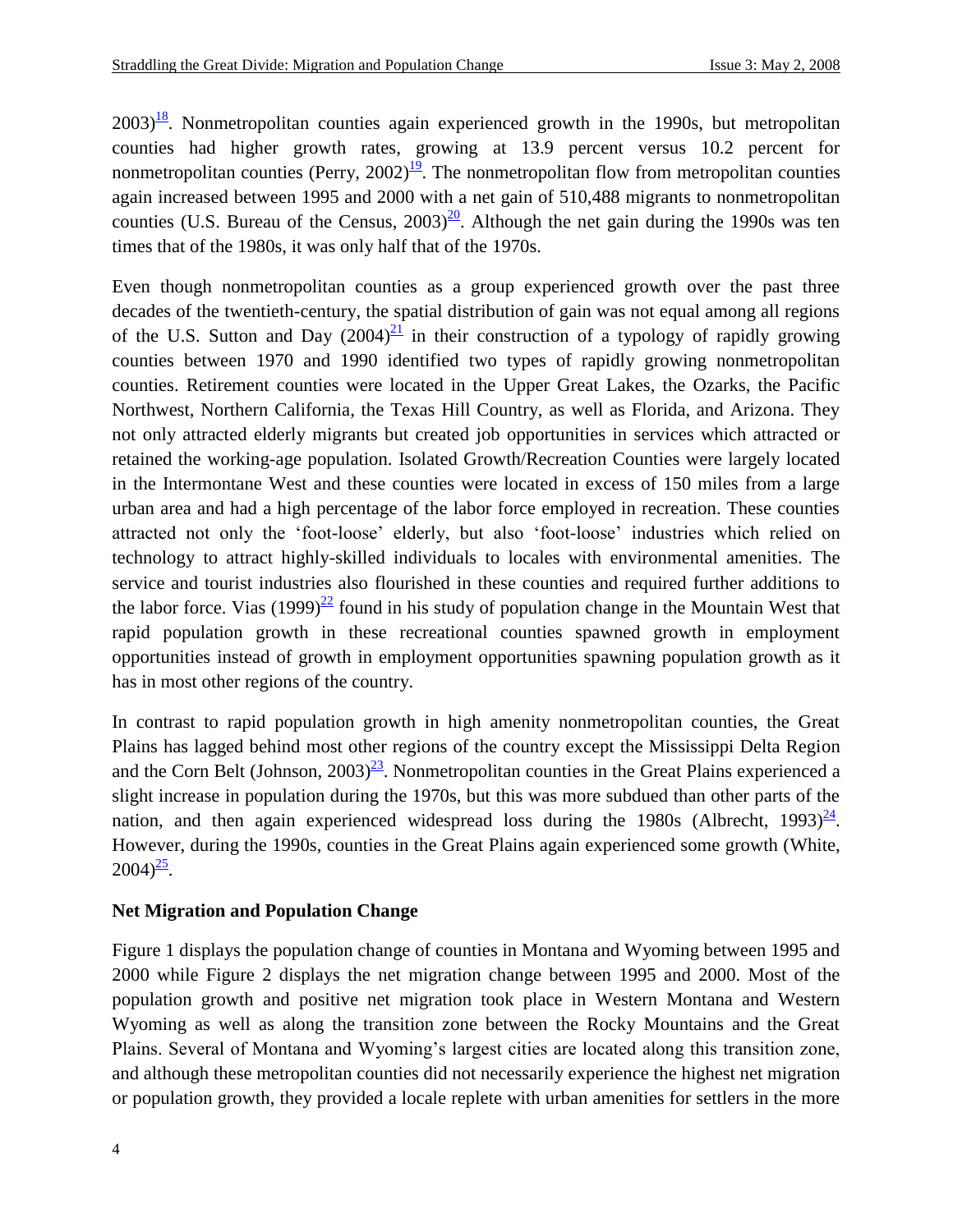2003)[18]. Nonmetropolitan counties again experienced growth in the 1990s, but metropolitan counties had higher growth rates, growing at 13.9 percent versus 10.2 percent for nonmetropolitan counties (Perry, 2002)[19]. The nonmetropolitan flow from metropolitan counties again increased between 1995 and 2000 with a net gain of 510,488 migrants to nonmetropolitan counties (U.S. Bureau of the Census, 2003)[20]. Although the net gain during the 1990s was ten times that of the 1980s, it was only half that of the 1970s.

Even though nonmetropolitan counties as a group experienced growth over the past three decades of the twentieth-century, the spatial distribution of gain was not equal among all regions of the U.S. Sutton and Day (2004)[21] in their construction of a typology of rapidly growing counties between 1970 and 1990 identified two types of rapidly growing nonmetropolitan counties. Retirement counties were located in the Upper Great Lakes, the Ozarks, the Pacific Northwest, Northern California, the Texas Hill Country, as well as Florida, and Arizona. They not only attracted elderly migrants but created job opportunities in services which attracted or retained the working-age population. Isolated Growth/Recreation Counties were largely located in the Intermontane West and these counties were located in excess of 150 miles from a large urban area and had a high percentage of the labor force employed in recreation. These counties attracted not only the 'foot-loose' elderly, but also 'foot-loose' industries which relied on technology to attract highly-skilled individuals to locales with environmental amenities. The service and tourist industries also flourished in these counties and required further additions to the labor force. Vias (1999)[22] found in his study of population change in the Mountain West that rapid population growth in these recreational counties spawned growth in employment opportunities instead of growth in employment opportunities spawning population growth as it has in most other regions of the country.

In contrast to rapid population growth in high amenity nonmetropolitan counties, the Great Plains has lagged behind most other regions of the country except the Mississippi Delta Region and the Corn Belt (Johnson, 2003)[23]. Nonmetropolitan counties in the Great Plains experienced a slight increase in population during the 1970s, but this was more subdued than other parts of the nation, and then again experienced widespread loss during the 1980s (Albrecht, 1993)[24]. However, during the 1990s, counties in the Great Plains again experienced some growth (White, 2004)[25].

## Net Migration and Population Change

Figure 1 displays the population change of counties in Montana and Wyoming between 1995 and 2000 while Figure 2 displays the net migration change between 1995 and 2000. Most of the population growth and positive net migration took place in Western Montana and Western Wyoming as well as along the transition zone between the Rocky Mountains and the Great Plains. Several of Montana and Wyoming's largest cities are located along this transition zone, and although these metropolitan counties did not necessarily experience the highest net migration or population growth, they provided a locale replete with urban amenities for settlers in the more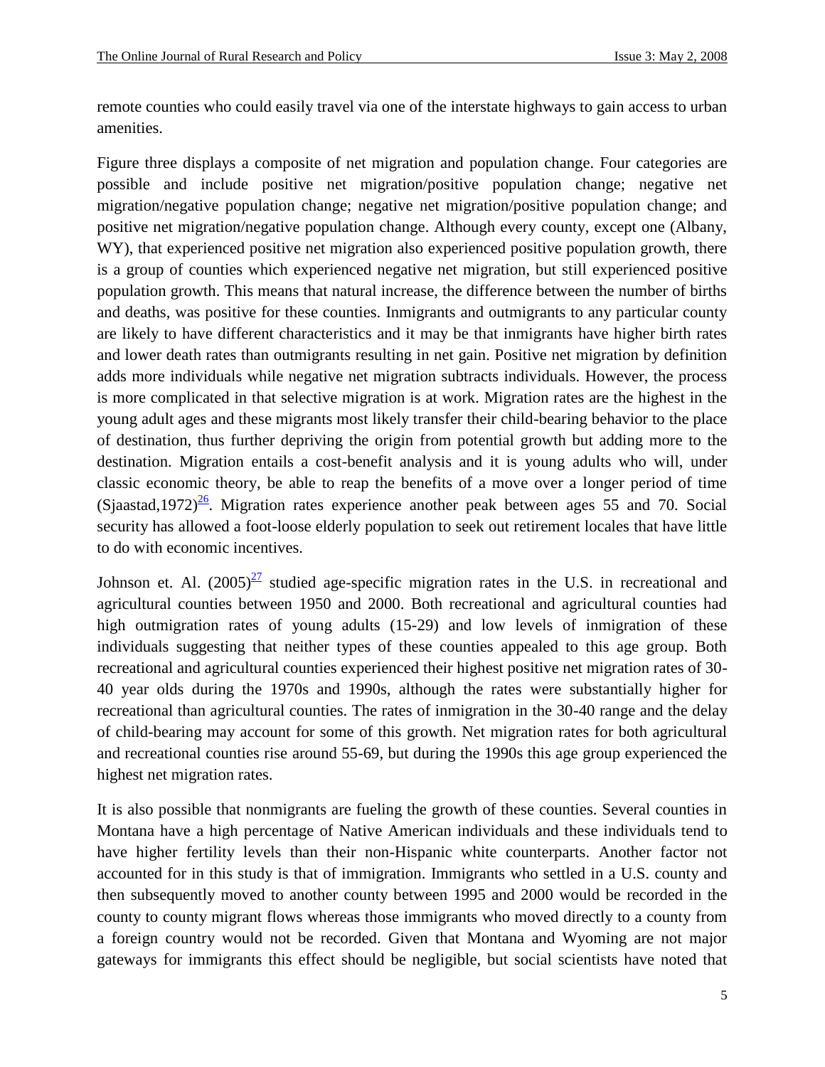remote counties who could easily travel via one of the interstate highways to gain access to urban amenities.

Figure three displays a composite of net migration and population change. Four categories are possible and include positive net migration/positive population change; negative net migration/negative population change; negative net migration/positive population change; and positive net migration/negative population change. Although every county, except one (Albany, WY), that experienced positive net migration also experienced positive population growth, there is a group of counties which experienced negative net migration, but still experienced positive population growth. This means that natural increase, the difference between the number of births and deaths, was positive for these counties. Inmigrants and outmigrants to any particular county are likely to have different characteristics and it may be that inmigrants have higher birth rates and lower death rates than outmigrants resulting in net gain. Positive net migration by definition adds more individuals while negative net migration subtracts individuals. However, the process is more complicated in that selective migration is at work. Migration rates are the highest in the young adult ages and these migrants most likely transfer their child-bearing behavior to the place of destination, thus further depriving the origin from potential growth but adding more to the destination. Migration entails a cost-benefit analysis and it is young adults who will, under classic economic theory, be able to reap the benefits of a move over a longer period of time (Sjaastad,1972)[26]. Migration rates experience another peak between ages 55 and 70. Social security has allowed a foot-loose elderly population to seek out retirement locales that have little to do with economic incentives.

Johnson et. Al. (2005)[27] studied age-specific migration rates in the U.S. in recreational and agricultural counties between 1950 and 2000. Both recreational and agricultural counties had high outmigration rates of young adults (15-29) and low levels of inmigration of these individuals suggesting that neither types of these counties appealed to this age group. Both recreational and agricultural counties experienced their highest positive net migration rates of 30-40 year olds during the 1970s and 1990s, although the rates were substantially higher for recreational than agricultural counties. The rates of inmigration in the 30-40 range and the delay of child-bearing may account for some of this growth. Net migration rates for both agricultural and recreational counties rise around 55-69, but during the 1990s this age group experienced the highest net migration rates.

It is also possible that nonmigrants are fueling the growth of these counties. Several counties in Montana have a high percentage of Native American individuals and these individuals tend to have higher fertility levels than their non-Hispanic white counterparts. Another factor not accounted for in this study is that of immigration. Immigrants who settled in a U.S. county and then subsequently moved to another county between 1995 and 2000 would be recorded in the county to county migrant flows whereas those immigrants who moved directly to a county from a foreign country would not be recorded. Given that Montana and Wyoming are not major gateways for immigrants this effect should be negligible, but social scientists have noted that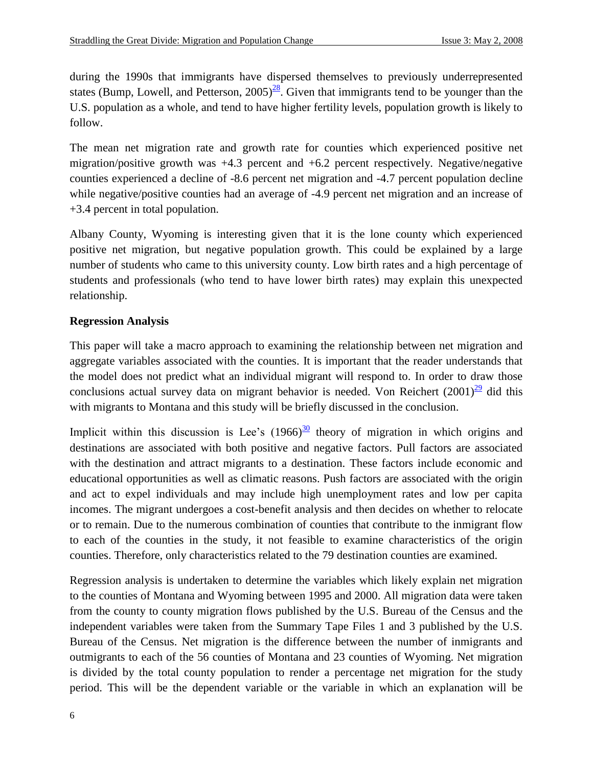during the 1990s that immigrants have dispersed themselves to previously underrepresented states (Bump, Lowell, and Petterson, 2005)[28]. Given that immigrants tend to be younger than the U.S. population as a whole, and tend to have higher fertility levels, population growth is likely to follow.

The mean net migration rate and growth rate for counties which experienced positive net migration/positive growth was +4.3 percent and +6.2 percent respectively. Negative/negative counties experienced a decline of -8.6 percent net migration and -4.7 percent population decline while negative/positive counties had an average of -4.9 percent net migration and an increase of +3.4 percent in total population.

Albany County, Wyoming is interesting given that it is the lone county which experienced positive net migration, but negative population growth. This could be explained by a large number of students who came to this university county. Low birth rates and a high percentage of students and professionals (who tend to have lower birth rates) may explain this unexpected relationship.

**Regression Analysis**

This paper will take a macro approach to examining the relationship between net migration and aggregate variables associated with the counties. It is important that the reader understands that the model does not predict what an individual migrant will respond to. In order to draw those conclusions actual survey data on migrant behavior is needed. Von Reichert (2001)[29] did this with migrants to Montana and this study will be briefly discussed in the conclusion.

Implicit within this discussion is Lee's (1966)[30] theory of migration in which origins and destinations are associated with both positive and negative factors. Pull factors are associated with the destination and attract migrants to a destination. These factors include economic and educational opportunities as well as climatic reasons. Push factors are associated with the origin and act to expel individuals and may include high unemployment rates and low per capita incomes. The migrant undergoes a cost-benefit analysis and then decides on whether to relocate or to remain. Due to the numerous combination of counties that contribute to the inmigrant flow to each of the counties in the study, it not feasible to examine characteristics of the origin counties. Therefore, only characteristics related to the 79 destination counties are examined.

Regression analysis is undertaken to determine the variables which likely explain net migration to the counties of Montana and Wyoming between 1995 and 2000. All migration data were taken from the county to county migration flows published by the U.S. Bureau of the Census and the independent variables were taken from the Summary Tape Files 1 and 3 published by the U.S. Bureau of the Census. Net migration is the difference between the number of inmigrants and outmigrants to each of the 56 counties of Montana and 23 counties of Wyoming. Net migration is divided by the total county population to render a percentage net migration for the study period. This will be the dependent variable or the variable in which an explanation will be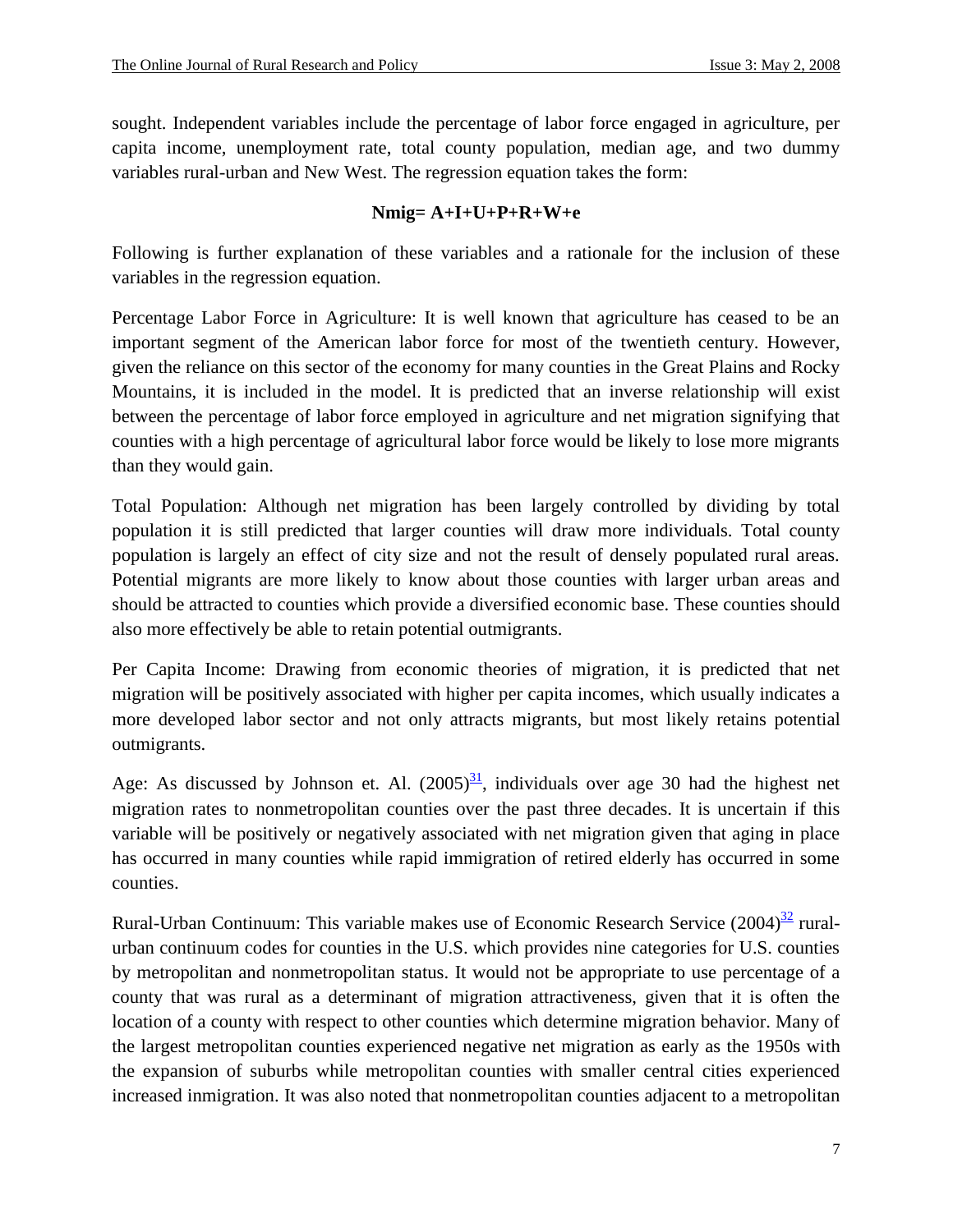sought. Independent variables include the percentage of labor force engaged in agriculture, per capita income, unemployment rate, total county population, median age, and two dummy variables rural-urban and New West. The regression equation takes the form:

$$Nmig= A+I+U+P+R+W+e$$

Following is further explanation of these variables and a rationale for the inclusion of these variables in the regression equation.

Percentage Labor Force in Agriculture: It is well known that agriculture has ceased to be an important segment of the American labor force for most of the twentieth century. However, given the reliance on this sector of the economy for many counties in the Great Plains and Rocky Mountains, it is included in the model. It is predicted that an inverse relationship will exist between the percentage of labor force employed in agriculture and net migration signifying that counties with a high percentage of agricultural labor force would be likely to lose more migrants than they would gain.

Total Population: Although net migration has been largely controlled by dividing by total population it is still predicted that larger counties will draw more individuals. Total county population is largely an effect of city size and not the result of densely populated rural areas. Potential migrants are more likely to know about those counties with larger urban areas and should be attracted to counties which provide a diversified economic base. These counties should also more effectively be able to retain potential outmigrants.

Per Capita Income: Drawing from economic theories of migration, it is predicted that net migration will be positively associated with higher per capita incomes, which usually indicates a more developed labor sector and not only attracts migrants, but most likely retains potential outmigrants.

Age: As discussed by Johnson et. Al. (2005)[31], individuals over age 30 had the highest net migration rates to nonmetropolitan counties over the past three decades. It is uncertain if this variable will be positively or negatively associated with net migration given that aging in place has occurred in many counties while rapid immigration of retired elderly has occurred in some counties.

Rural-Urban Continuum: This variable makes use of Economic Research Service (2004)[32] rural-urban continuum codes for counties in the U.S. which provides nine categories for U.S. counties by metropolitan and nonmetropolitan status. It would not be appropriate to use percentage of a county that was rural as a determinant of migration attractiveness, given that it is often the location of a county with respect to other counties which determine migration behavior. Many of the largest metropolitan counties experienced negative net migration as early as the 1950s with the expansion of suburbs while metropolitan counties with smaller central cities experienced increased inmigration. It was also noted that nonmetropolitan counties adjacent to a metropolitan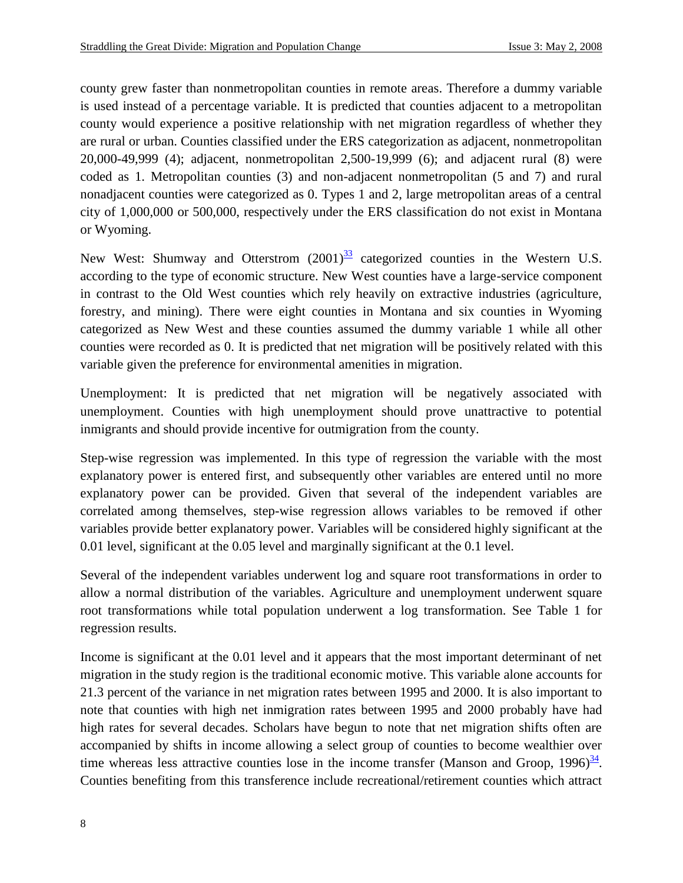county grew faster than nonmetropolitan counties in remote areas. Therefore a dummy variable is used instead of a percentage variable. It is predicted that counties adjacent to a metropolitan county would experience a positive relationship with net migration regardless of whether they are rural or urban. Counties classified under the ERS categorization as adjacent, nonmetropolitan 20,000-49,999 (4); adjacent, nonmetropolitan 2,500-19,999 (6); and adjacent rural (8) were coded as 1. Metropolitan counties (3) and non-adjacent nonmetropolitan (5 and 7) and rural nonadjacent counties were categorized as 0. Types 1 and 2, large metropolitan areas of a central city of 1,000,000 or 500,000, respectively under the ERS classification do not exist in Montana or Wyoming.

New West: Shumway and Otterstrom (2001)[33] categorized counties in the Western U.S. according to the type of economic structure. New West counties have a large-service component in contrast to the Old West counties which rely heavily on extractive industries (agriculture, forestry, and mining). There were eight counties in Montana and six counties in Wyoming categorized as New West and these counties assumed the dummy variable 1 while all other counties were recorded as 0. It is predicted that net migration will be positively related with this variable given the preference for environmental amenities in migration.

Unemployment: It is predicted that net migration will be negatively associated with unemployment. Counties with high unemployment should prove unattractive to potential inmigrants and should provide incentive for outmigration from the county.

Step-wise regression was implemented. In this type of regression the variable with the most explanatory power is entered first, and subsequently other variables are entered until no more explanatory power can be provided. Given that several of the independent variables are correlated among themselves, step-wise regression allows variables to be removed if other variables provide better explanatory power. Variables will be considered highly significant at the 0.01 level, significant at the 0.05 level and marginally significant at the 0.1 level.

Several of the independent variables underwent log and square root transformations in order to allow a normal distribution of the variables. Agriculture and unemployment underwent square root transformations while total population underwent a log transformation. See Table 1 for regression results.

Income is significant at the 0.01 level and it appears that the most important determinant of net migration in the study region is the traditional economic motive. This variable alone accounts for 21.3 percent of the variance in net migration rates between 1995 and 2000. It is also important to note that counties with high net inmigration rates between 1995 and 2000 probably have had high rates for several decades. Scholars have begun to note that net migration shifts often are accompanied by shifts in income allowing a select group of counties to become wealthier over time whereas less attractive counties lose in the income transfer (Manson and Groop, 1996)[34]. Counties benefiting from this transference include recreational/retirement counties which attract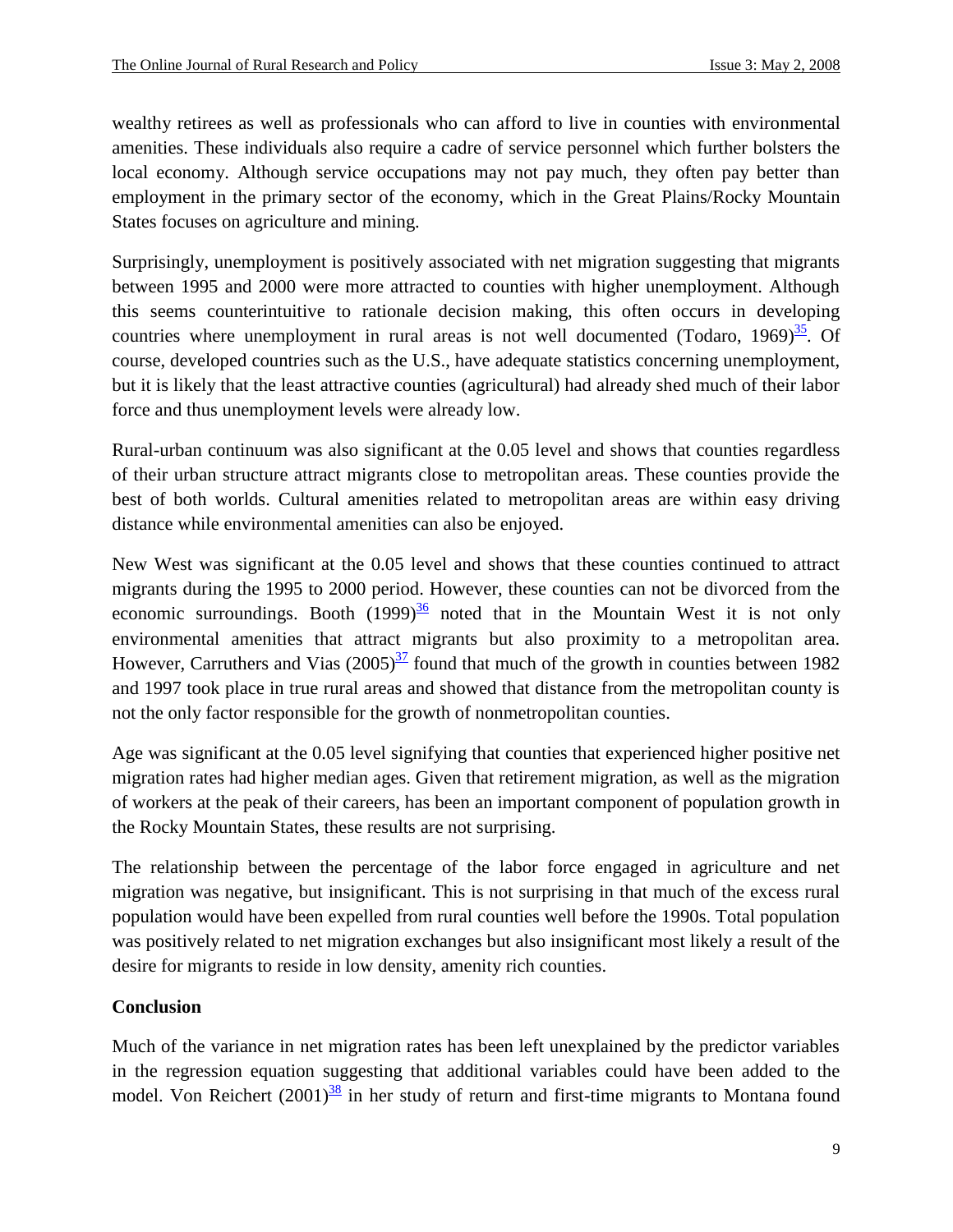wealthy retirees as well as professionals who can afford to live in counties with environmental amenities. These individuals also require a cadre of service personnel which further bolsters the local economy. Although service occupations may not pay much, they often pay better than employment in the primary sector of the economy, which in the Great Plains/Rocky Mountain States focuses on agriculture and mining.

Surprisingly, unemployment is positively associated with net migration suggesting that migrants between 1995 and 2000 were more attracted to counties with higher unemployment. Although this seems counterintuitive to rationale decision making, this often occurs in developing countries where unemployment in rural areas is not well documented (Todaro, 1969)[35]. Of course, developed countries such as the U.S., have adequate statistics concerning unemployment, but it is likely that the least attractive counties (agricultural) had already shed much of their labor force and thus unemployment levels were already low.

Rural-urban continuum was also significant at the 0.05 level and shows that counties regardless of their urban structure attract migrants close to metropolitan areas. These counties provide the best of both worlds. Cultural amenities related to metropolitan areas are within easy driving distance while environmental amenities can also be enjoyed.

New West was significant at the 0.05 level and shows that these counties continued to attract migrants during the 1995 to 2000 period. However, these counties can not be divorced from the economic surroundings. Booth (1999)[36] noted that in the Mountain West it is not only environmental amenities that attract migrants but also proximity to a metropolitan area. However, Carruthers and Vias (2005)[37] found that much of the growth in counties between 1982 and 1997 took place in true rural areas and showed that distance from the metropolitan county is not the only factor responsible for the growth of nonmetropolitan counties.

Age was significant at the 0.05 level signifying that counties that experienced higher positive net migration rates had higher median ages. Given that retirement migration, as well as the migration of workers at the peak of their careers, has been an important component of population growth in the Rocky Mountain States, these results are not surprising.

The relationship between the percentage of the labor force engaged in agriculture and net migration was negative, but insignificant. This is not surprising in that much of the excess rural population would have been expelled from rural counties well before the 1990s. Total population was positively related to net migration exchanges but also insignificant most likely a result of the desire for migrants to reside in low density, amenity rich counties.

**Conclusion**

Much of the variance in net migration rates has been left unexplained by the predictor variables in the regression equation suggesting that additional variables could have been added to the model. Von Reichert (2001)[38] in her study of return and first-time migrants to Montana found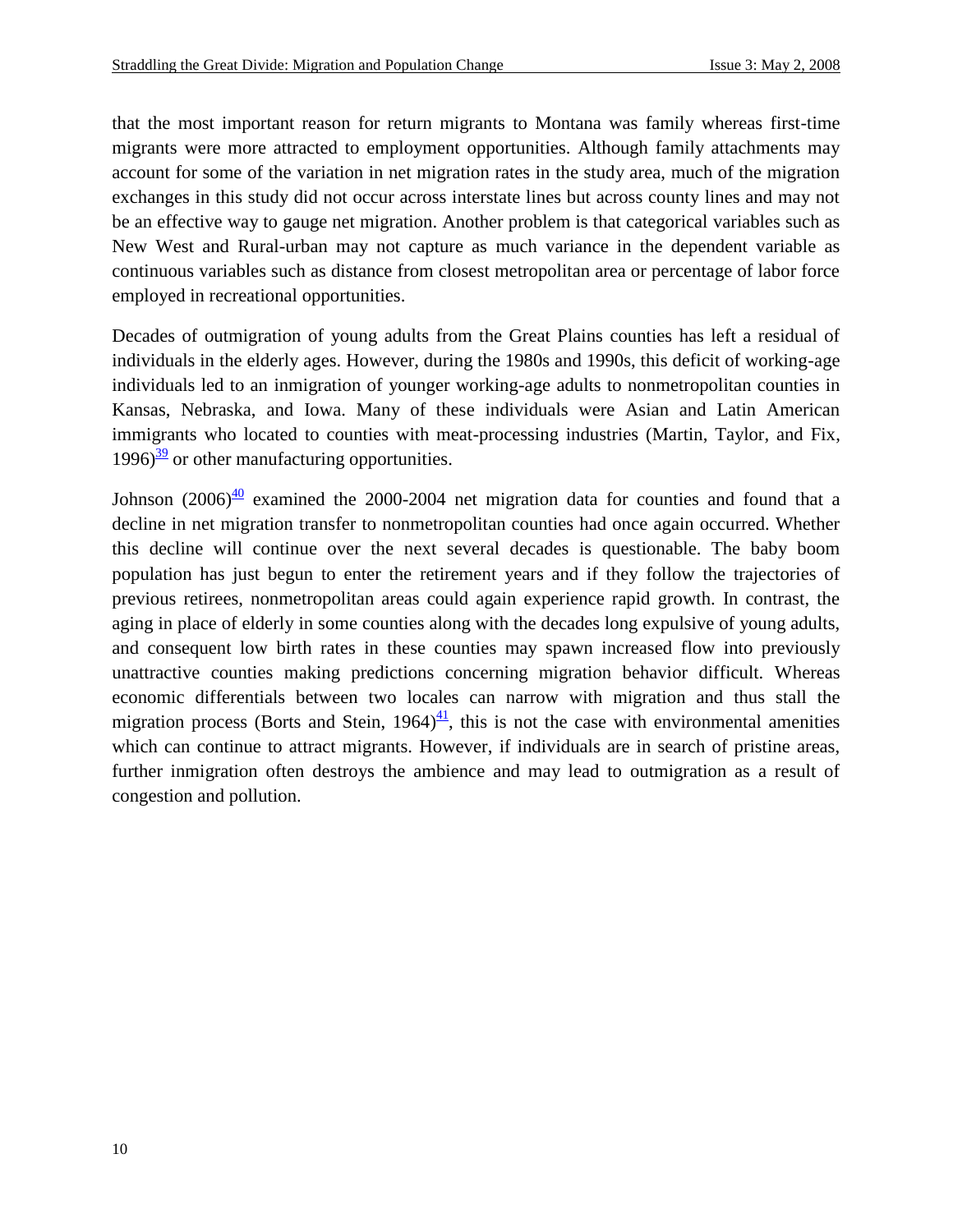that the most important reason for return migrants to Montana was family whereas first-time migrants were more attracted to employment opportunities. Although family attachments may account for some of the variation in net migration rates in the study area, much of the migration exchanges in this study did not occur across interstate lines but across county lines and may not be an effective way to gauge net migration. Another problem is that categorical variables such as New West and Rural-urban may not capture as much variance in the dependent variable as continuous variables such as distance from closest metropolitan area or percentage of labor force employed in recreational opportunities.

Decades of outmigration of young adults from the Great Plains counties has left a residual of individuals in the elderly ages. However, during the 1980s and 1990s, this deficit of working-age individuals led to an inmigration of younger working-age adults to nonmetropolitan counties in Kansas, Nebraska, and Iowa. Many of these individuals were Asian and Latin American immigrants who located to counties with meat-processing industries (Martin, Taylor, and Fix, 1996)[39] or other manufacturing opportunities.

Johnson (2006)[40] examined the 2000-2004 net migration data for counties and found that a decline in net migration transfer to nonmetropolitan counties had once again occurred. Whether this decline will continue over the next several decades is questionable. The baby boom population has just begun to enter the retirement years and if they follow the trajectories of previous retirees, nonmetropolitan areas could again experience rapid growth. In contrast, the aging in place of elderly in some counties along with the decades long expulsive of young adults, and consequent low birth rates in these counties may spawn increased flow into previously unattractive counties making predictions concerning migration behavior difficult. Whereas economic differentials between two locales can narrow with migration and thus stall the migration process (Borts and Stein, 1964)[41], this is not the case with environmental amenities which can continue to attract migrants. However, if individuals are in search of pristine areas, further inmigration often destroys the ambience and may lead to outmigration as a result of congestion and pollution.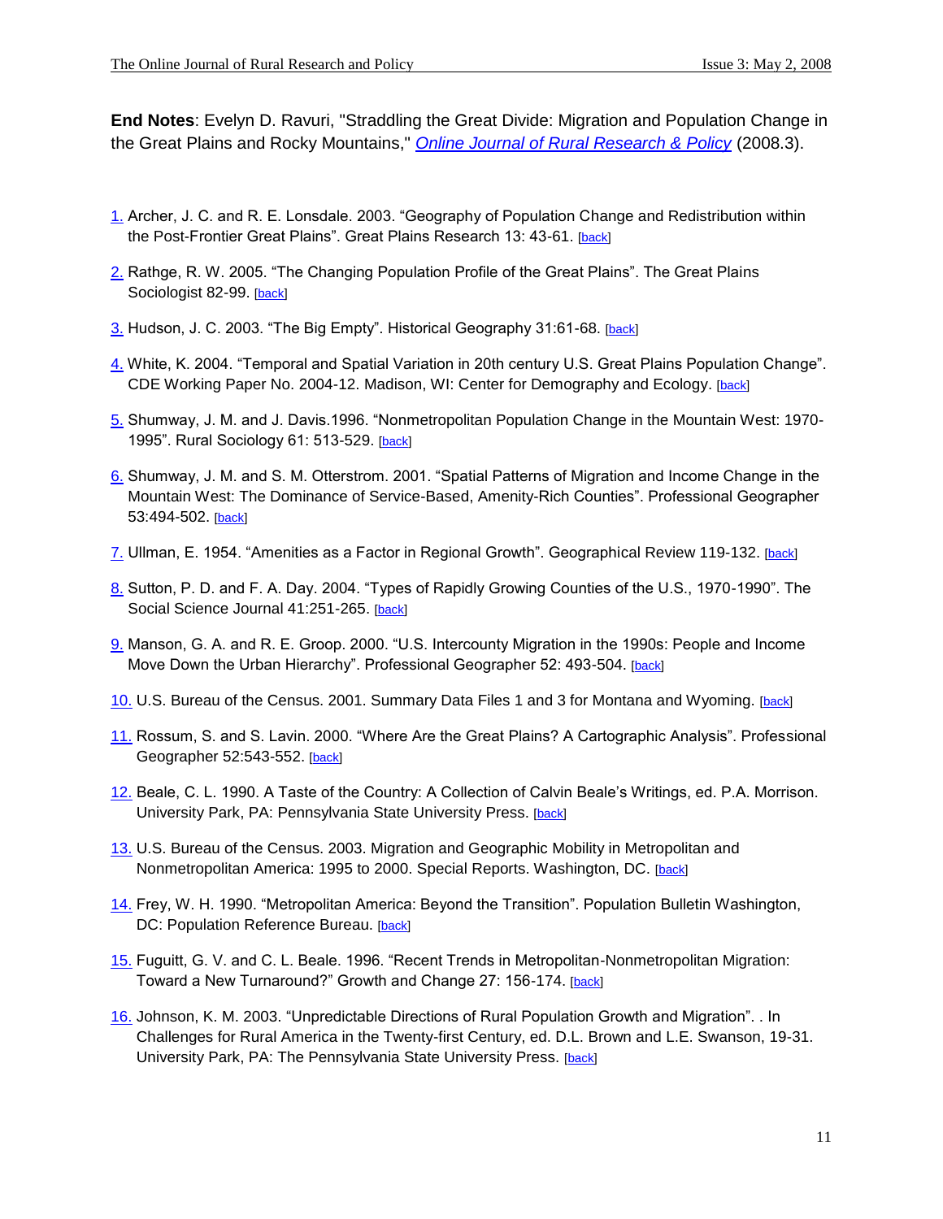**End Notes**: Evelyn D. Ravuri, "Straddling the Great Divide: Migration and Population Change in the Great Plains and Rocky Mountains," *Online Journal of Rural Research & Policy* (2008.3).

1. Archer, J. C. and R. E. Lonsdale. 2003. "Geography of Population Change and Redistribution within the Post-Frontier Great Plains". Great Plains Research 13: 43-61. [back]

2. Rathge, R. W. 2005. "The Changing Population Profile of the Great Plains". The Great Plains Sociologist 82-99. [back]

3. Hudson, J. C. 2003. "The Big Empty". Historical Geography 31:61-68. [back]

4. White, K. 2004. "Temporal and Spatial Variation in 20th century U.S. Great Plains Population Change". CDE Working Paper No. 2004-12. Madison, WI: Center for Demography and Ecology. [back]

5. Shumway, J. M. and J. Davis.1996. "Nonmetropolitan Population Change in the Mountain West: 1970-1995". Rural Sociology 61: 513-529. [back]

6. Shumway, J. M. and S. M. Otterstrom. 2001. "Spatial Patterns of Migration and Income Change in the Mountain West: The Dominance of Service-Based, Amenity-Rich Counties". Professional Geographer 53:494-502. [back]

7. Ullman, E. 1954. "Amenities as a Factor in Regional Growth". Geographical Review 119-132. [back]

8. Sutton, P. D. and F. A. Day. 2004. "Types of Rapidly Growing Counties of the U.S., 1970-1990". The Social Science Journal 41:251-265. [back]

9. Manson, G. A. and R. E. Groop. 2000. "U.S. Intercounty Migration in the 1990s: People and Income Move Down the Urban Hierarchy". Professional Geographer 52: 493-504. [back]

10. U.S. Bureau of the Census. 2001. Summary Data Files 1 and 3 for Montana and Wyoming. [back]

11. Rossum, S. and S. Lavin. 2000. "Where Are the Great Plains? A Cartographic Analysis". Professional Geographer 52:543-552. [back]

12. Beale, C. L. 1990. A Taste of the Country: A Collection of Calvin Beale's Writings, ed. P.A. Morrison. University Park, PA: Pennsylvania State University Press. [back]

13. U.S. Bureau of the Census. 2003. Migration and Geographic Mobility in Metropolitan and Nonmetropolitan America: 1995 to 2000. Special Reports. Washington, DC. [back]

14. Frey, W. H. 1990. "Metropolitan America: Beyond the Transition". Population Bulletin Washington, DC: Population Reference Bureau. [back]

15. Fuguitt, G. V. and C. L. Beale. 1996. "Recent Trends in Metropolitan-Nonmetropolitan Migration: Toward a New Turnaround?" Growth and Change 27: 156-174. [back]

16. Johnson, K. M. 2003. "Unpredictable Directions of Rural Population Growth and Migration". . In Challenges for Rural America in the Twenty-first Century, ed. D.L. Brown and L.E. Swanson, 19-31. University Park, PA: The Pennsylvania State University Press. [back]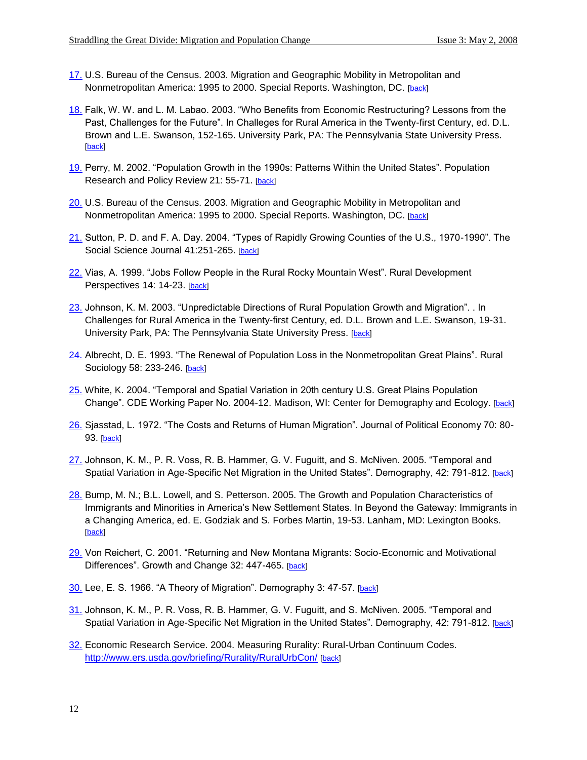17. U.S. Bureau of the Census. 2003. Migration and Geographic Mobility in Metropolitan and Nonmetropolitan America: 1995 to 2000. Special Reports. Washington, DC. [back]

18. Falk, W. W. and L. M. Labao. 2003. "Who Benefits from Economic Restructuring? Lessons from the Past, Challenges for the Future". In Challeges for Rural America in the Twenty-first Century, ed. D.L. Brown and L.E. Swanson, 152-165. University Park, PA: The Pennsylvania State University Press. [back]

19. Perry, M. 2002. "Population Growth in the 1990s: Patterns Within the United States". Population Research and Policy Review 21: 55-71. [back]

20. U.S. Bureau of the Census. 2003. Migration and Geographic Mobility in Metropolitan and Nonmetropolitan America: 1995 to 2000. Special Reports. Washington, DC. [back]

21. Sutton, P. D. and F. A. Day. 2004. "Types of Rapidly Growing Counties of the U.S., 1970-1990". The Social Science Journal 41:251-265. [back]

22. Vias, A. 1999. "Jobs Follow People in the Rural Rocky Mountain West". Rural Development Perspectives 14: 14-23. [back]

23. Johnson, K. M. 2003. "Unpredictable Directions of Rural Population Growth and Migration". . In Challenges for Rural America in the Twenty-first Century, ed. D.L. Brown and L.E. Swanson, 19-31. University Park, PA: The Pennsylvania State University Press. [back]

24. Albrecht, D. E. 1993. "The Renewal of Population Loss in the Nonmetropolitan Great Plains". Rural Sociology 58: 233-246. [back]

25. White, K. 2004. "Temporal and Spatial Variation in 20th century U.S. Great Plains Population Change". CDE Working Paper No. 2004-12. Madison, WI: Center for Demography and Ecology. [back]

26. Sjasstad, L. 1972. "The Costs and Returns of Human Migration". Journal of Political Economy 70: 80-93. [back]

27. Johnson, K. M., P. R. Voss, R. B. Hammer, G. V. Fuguitt, and S. McNiven. 2005. "Temporal and Spatial Variation in Age-Specific Net Migration in the United States". Demography, 42: 791-812. [back]

28. Bump, M. N.; B.L. Lowell, and S. Petterson. 2005. The Growth and Population Characteristics of Immigrants and Minorities in America's New Settlement States. In Beyond the Gateway: Immigrants in a Changing America, ed. E. Godziak and S. Forbes Martin, 19-53. Lanham, MD: Lexington Books. [back]

29. Von Reichert, C. 2001. "Returning and New Montana Migrants: Socio-Economic and Motivational Differences". Growth and Change 32: 447-465. [back]

30. Lee, E. S. 1966. "A Theory of Migration". Demography 3: 47-57. [back]

31. Johnson, K. M., P. R. Voss, R. B. Hammer, G. V. Fuguitt, and S. McNiven. 2005. "Temporal and Spatial Variation in Age-Specific Net Migration in the United States". Demography, 42: 791-812. [back]

32. Economic Research Service. 2004. Measuring Rurality: Rural-Urban Continuum Codes. http://www.ers.usda.gov/briefing/Rurality/RuralUrbCon/ [back]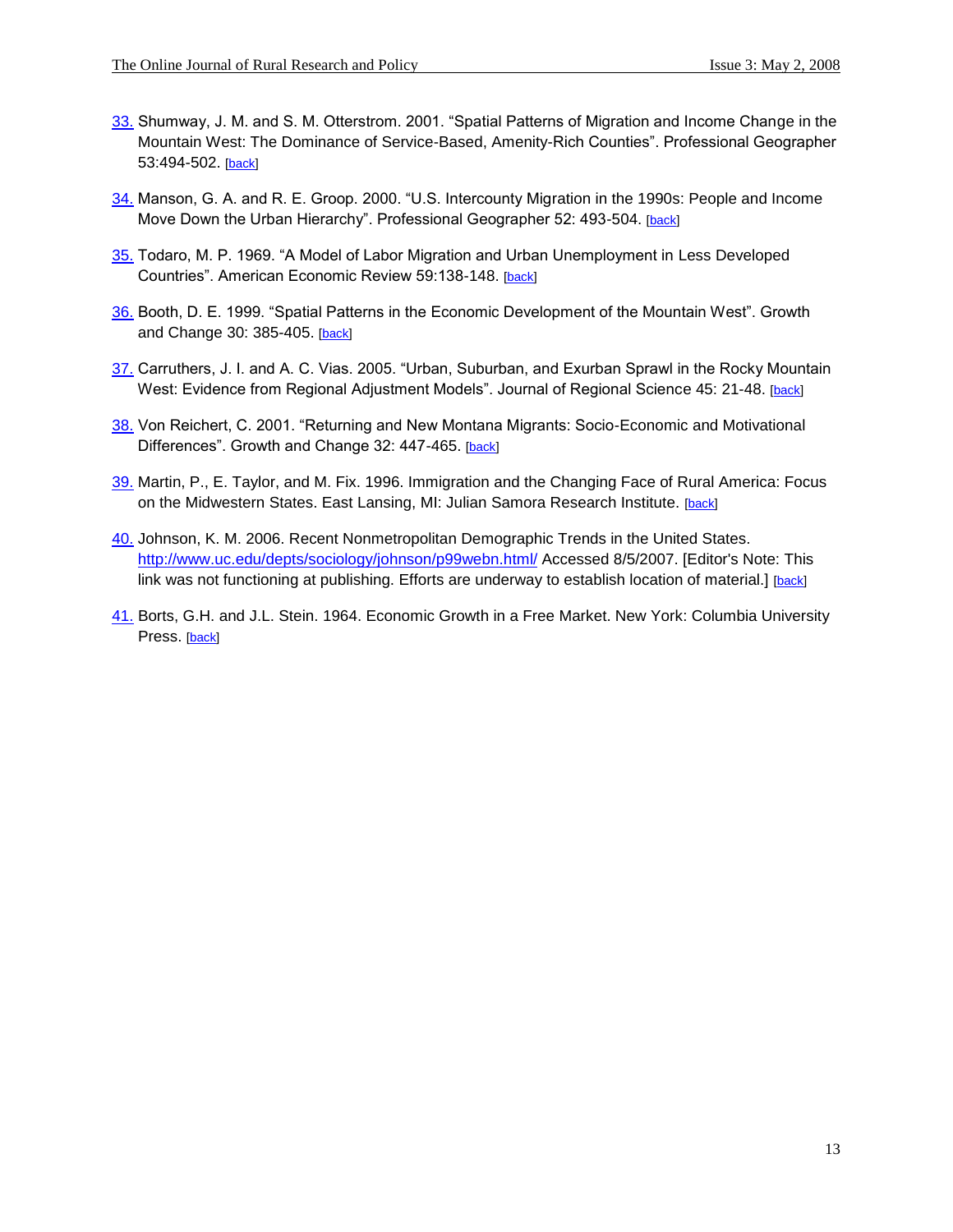33. Shumway, J. M. and S. M. Otterstrom. 2001. “Spatial Patterns of Migration and Income Change in the Mountain West: The Dominance of Service-Based, Amenity-Rich Counties”. Professional Geographer 53:494-502. [back]

34. Manson, G. A. and R. E. Groop. 2000. “U.S. Intercounty Migration in the 1990s: People and Income Move Down the Urban Hierarchy”. Professional Geographer 52: 493-504. [back]

35. Todaro, M. P. 1969. “A Model of Labor Migration and Urban Unemployment in Less Developed Countries”. American Economic Review 59:138-148. [back]

36. Booth, D. E. 1999. “Spatial Patterns in the Economic Development of the Mountain West”. Growth and Change 30: 385-405. [back]

37. Carruthers, J. I. and A. C. Vias. 2005. “Urban, Suburban, and Exurban Sprawl in the Rocky Mountain West: Evidence from Regional Adjustment Models”. Journal of Regional Science 45: 21-48. [back]

38. Von Reichert, C. 2001. “Returning and New Montana Migrants: Socio-Economic and Motivational Differences”. Growth and Change 32: 447-465. [back]

39. Martin, P., E. Taylor, and M. Fix. 1996. Immigration and the Changing Face of Rural America: Focus on the Midwestern States. East Lansing, MI: Julian Samora Research Institute. [back]

40. Johnson, K. M. 2006. Recent Nonmetropolitan Demographic Trends in the United States. http://www.uc.edu/depts/sociology/johnson/p99webn.html/ Accessed 8/5/2007. [Editor's Note: This link was not functioning at publishing. Efforts are underway to establish location of material.] [back]

41. Borts, G.H. and J.L. Stein. 1964. Economic Growth in a Free Market. New York: Columbia University Press. [back]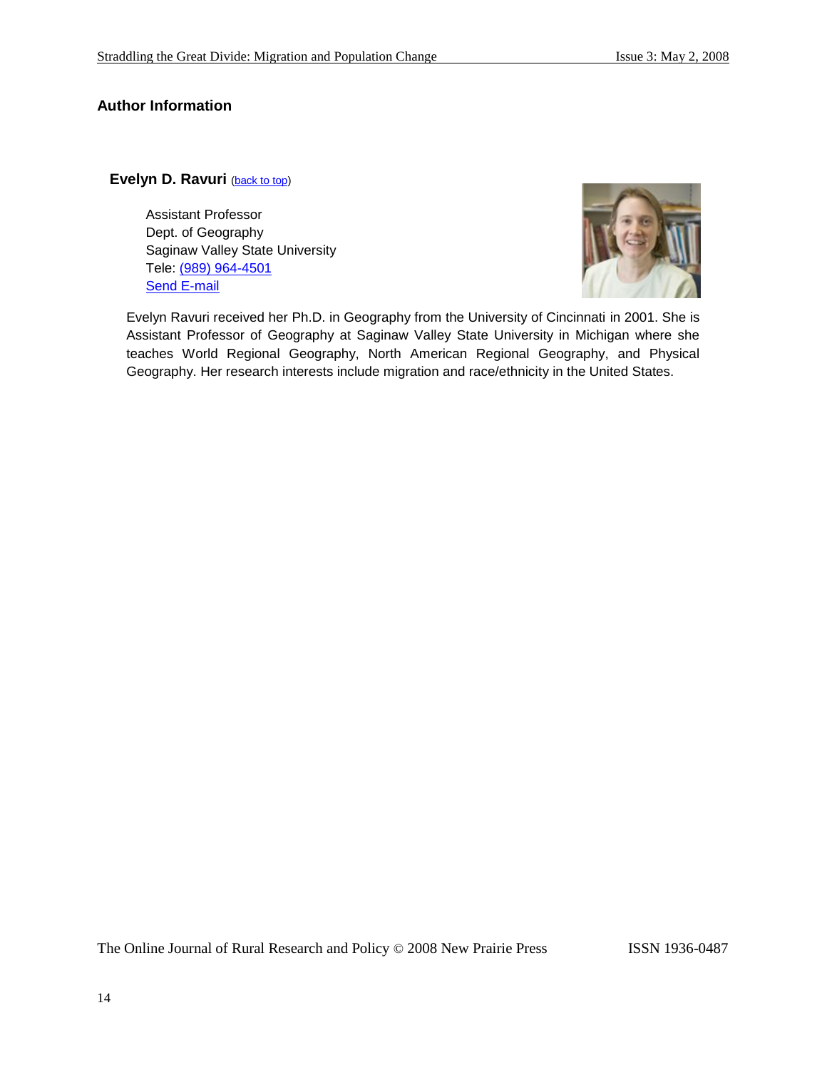## Author Information

**Evelyn D. Ravuri** (back to top)

Assistant Professor
Dept. of Geography
Saginaw Valley State University
Tele: (989) 964-4501
Send E-mail

Evelyn Ravuri received her Ph.D. in Geography from the University of Cincinnati in 2001. She is Assistant Professor of Geography at Saginaw Valley State University in Michigan where she teaches World Regional Geography, North American Regional Geography, and Physical Geography. Her research interests include migration and race/ethnicity in the United States.